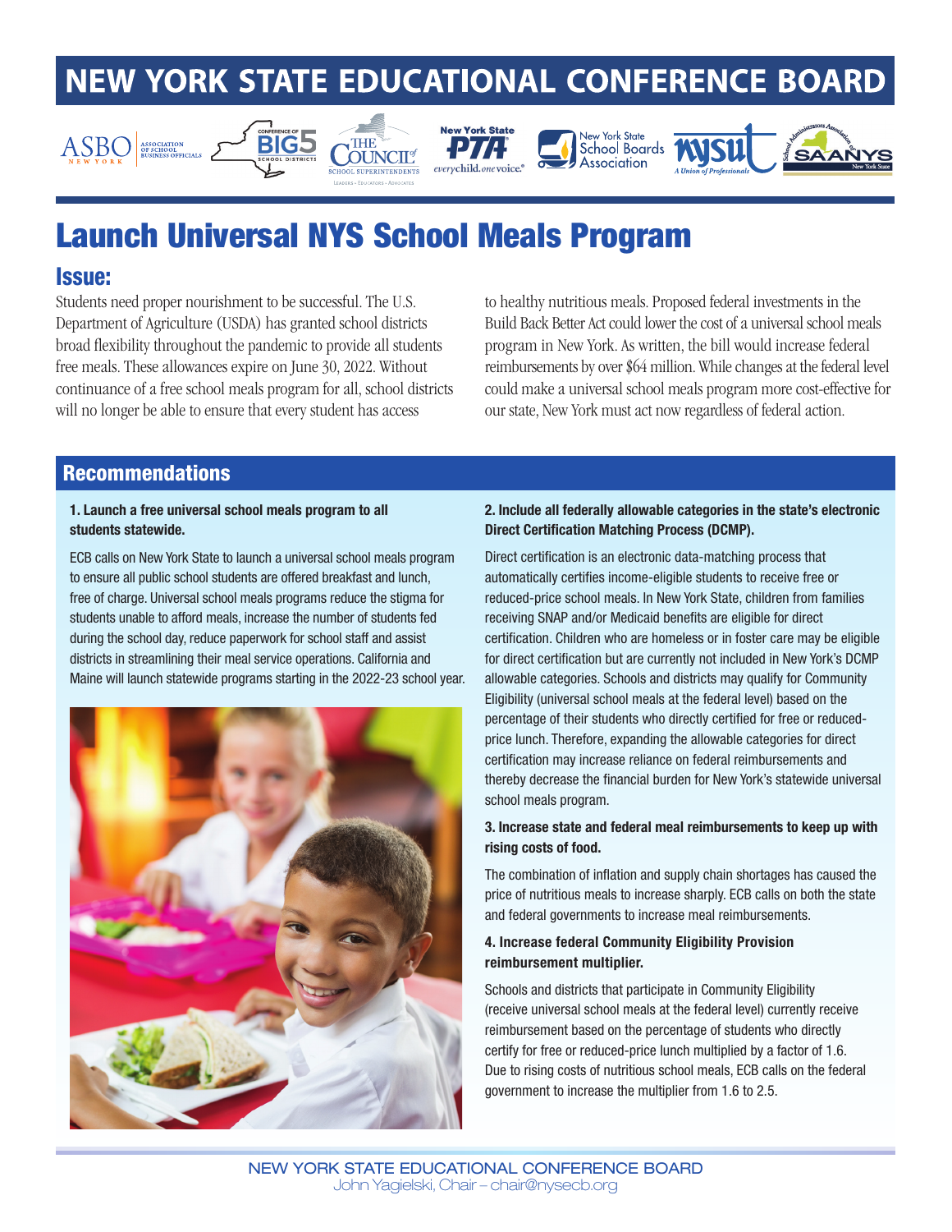# NEW YORK STATE EDUCATIONAL CONFERENCE BOARD

## Launch Universal NYS School Meals Program

### Issue:

Students need proper nourishment to be successful. The U.S. Department of Agriculture (USDA) has granted school districts broad flexibility throughout the pandemic to provide all students free meals. These allowances expire on June 30, 2022. Without continuance of a free school meals program for all, school districts will no longer be able to ensure that every student has access to healthy nutritious meals. Proposed federal investments in the Build Back Better Act could lower the cost of a universal school meals program in New York. As written, the bill would increase federal reimbursements by over $64 million. While changes at the federal level could make a universal school meals program more cost-effective for our state, New York must act now regardless of federal action.

### Recommendations

**1. Launch a free universal school meals program to all students statewide.**

ECB calls on New York State to launch a universal school meals program to ensure all public school students are offered breakfast and lunch, free of charge. Universal school meals programs reduce the stigma for students unable to afford meals, increase the number of students fed during the school day, reduce paperwork for school staff and assist districts in streamlining their meal service operations. California and Maine will launch statewide programs starting in the 2022-23 school year.

**2. Include all federally allowable categories in the state's electronic Direct Certification Matching Process (DCMP).**

Direct certification is an electronic data-matching process that automatically certifies income-eligible students to receive free or reduced-price school meals. In New York State, children from families receiving SNAP and/or Medicaid benefits are eligible for direct certification. Children who are homeless or in foster care may be eligible for direct certification but are currently not included in New York's DCMP allowable categories. Schools and districts may qualify for Community Eligibility (universal school meals at the federal level) based on the percentage of their students who directly certified for free or reduced-price lunch. Therefore, expanding the allowable categories for direct certification may increase reliance on federal reimbursements and thereby decrease the financial burden for New York's statewide universal school meals program.

**3. Increase state and federal meal reimbursements to keep up with rising costs of food.**

The combination of inflation and supply chain shortages has caused the price of nutritious meals to increase sharply. ECB calls on both the state and federal governments to increase meal reimbursements.

**4. Increase federal Community Eligibility Provision reimbursement multiplier.**

Schools and districts that participate in Community Eligibility (receive universal school meals at the federal level) currently receive reimbursement based on the percentage of students who directly certify for free or reduced-price lunch multiplied by a factor of 1.6. Due to rising costs of nutritious school meals, ECB calls on the federal government to increase the multiplier from 1.6 to 2.5.

NEW YORK STATE EDUCATIONAL CONFERENCE BOARD
John Yagielski, Chair – chair@nysecb.org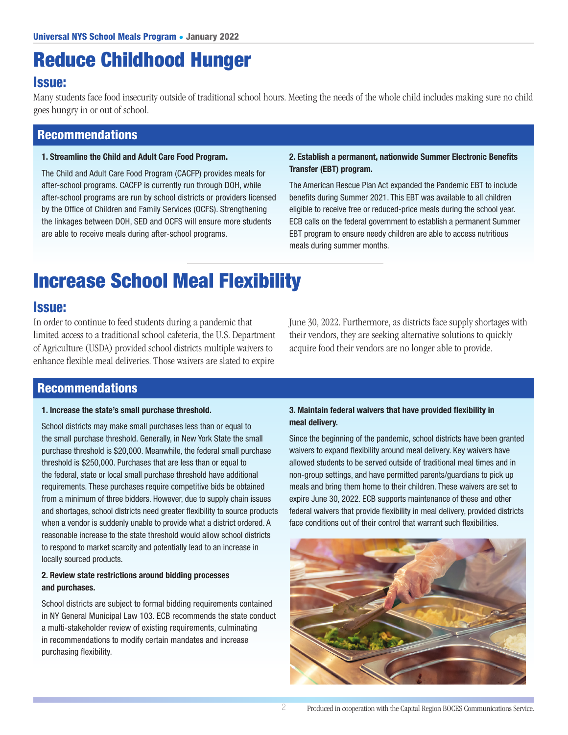# Reduce Childhood Hunger

## Issue:

Many students face food insecurity outside of traditional school hours. Meeting the needs of the whole child includes making sure no child goes hungry in or out of school.

## Recommendations

**1. Streamline the Child and Adult Care Food Program.**

The Child and Adult Care Food Program (CACFP) provides meals for after-school programs. CACFP is currently run through DOH, while after-school programs are run by school districts or providers licensed by the Office of Children and Family Services (OCFS). Strengthening the linkages between DOH, SED and OCFS will ensure more students are able to receive meals during after-school programs.

**2. Establish a permanent, nationwide Summer Electronic Benefits Transfer (EBT) program.**

The American Rescue Plan Act expanded the Pandemic EBT to include benefits during Summer 2021. This EBT was available to all children eligible to receive free or reduced-price meals during the school year. ECB calls on the federal government to establish a permanent Summer EBT program to ensure needy children are able to access nutritious meals during summer months.

# Increase School Meal Flexibility

## Issue:

In order to continue to feed students during a pandemic that limited access to a traditional school cafeteria, the U.S. Department of Agriculture (USDA) provided school districts multiple waivers to enhance flexible meal deliveries. Those waivers are slated to expire June 30, 2022. Furthermore, as districts face supply shortages with their vendors, they are seeking alternative solutions to quickly acquire food their vendors are no longer able to provide.

## Recommendations

**1. Increase the state's small purchase threshold.**

School districts may make small purchases less than or equal to the small purchase threshold. Generally, in New York State the small purchase threshold is $20,000. Meanwhile, the federal small purchase threshold is $250,000. Purchases that are less than or equal to the federal, state or local small purchase threshold have additional requirements. These purchases require competitive bids be obtained from a minimum of three bidders. However, due to supply chain issues and shortages, school districts need greater flexibility to source products when a vendor is suddenly unable to provide what a district ordered. A reasonable increase to the state threshold would allow school districts to respond to market scarcity and potentially lead to an increase in locally sourced products.

**2. Review state restrictions around bidding processes and purchases.**

School districts are subject to formal bidding requirements contained in NY General Municipal Law 103. ECB recommends the state conduct a multi-stakeholder review of existing requirements, culminating in recommendations to modify certain mandates and increase purchasing flexibility.

**3. Maintain federal waivers that have provided flexibility in meal delivery.**

Since the beginning of the pandemic, school districts have been granted waivers to expand flexibility around meal delivery. Key waivers have allowed students to be served outside of traditional meal times and in non-group settings, and have permitted parents/guardians to pick up meals and bring them home to their children. These waivers are set to expire June 30, 2022. ECB supports maintenance of these and other federal waivers that provide flexibility in meal delivery, provided districts face conditions out of their control that warrant such flexibilities.

Produced in cooperation with the Capital Region BOCES Communications Service.